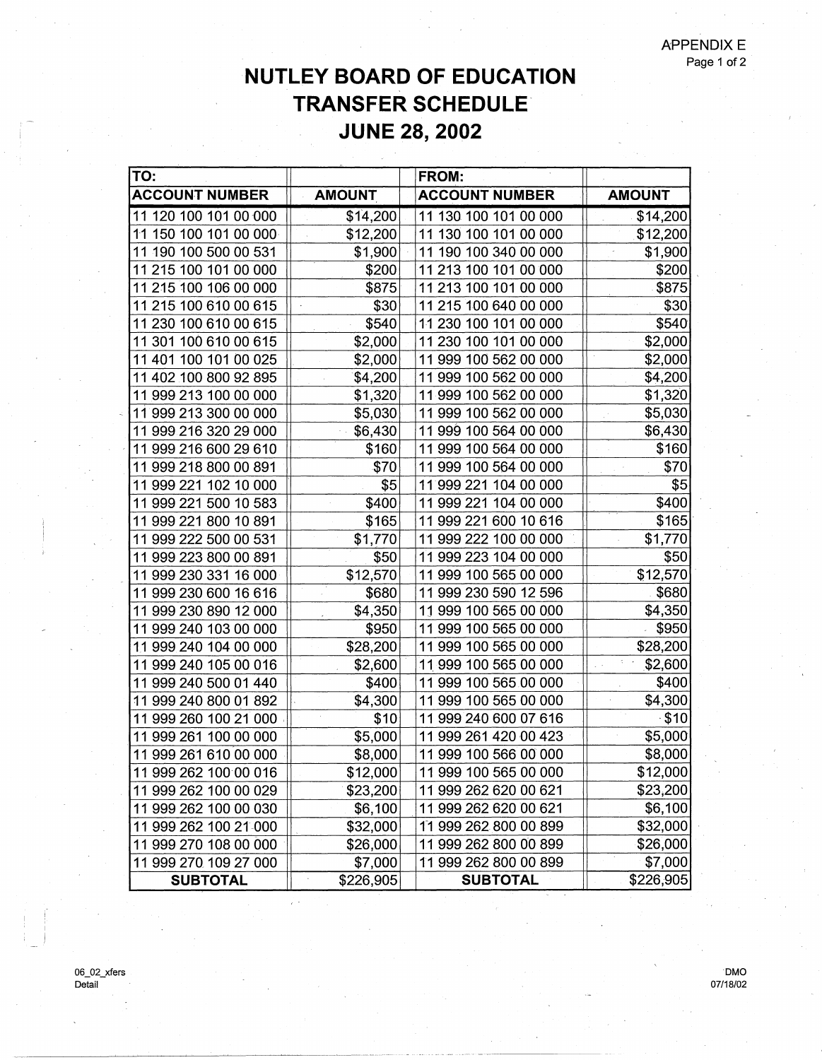APPENDIX E

# NUTLEY BOARD OF EDUCATION
# TRANSFER SCHEDULE
# JUNE 28, 2002

| TO: | | FROM: | |
|---|---|---|---|
| **ACCOUNT NUMBER** | **AMOUNT** | **ACCOUNT NUMBER** | **AMOUNT** |
| 11 120 100 101 00 000 | $14,200 | 11 130 100 101 00 000 | $14,200 |
| 11 150 100 101 00 000 | $12,200 | 11 130 100 101 00 000 | $12,200 |
| 11 190 100 500 00 531 | $1,900 | 11 190 100 340 00 000 | $1,900 |
| 11 215 100 101 00 000 | $200 | 11 213 100 101 00 000 | $200 |
| 11 215 100 106 00 000 | $875 | 11 213 100 101 00 000 | $875 |
| 11 215 100 610 00 615 | $30 | 11 215 100 640 00 000 | $30 |
| 11 230 100 610 00 615 | $540 | 11 230 100 101 00 000 | $540 |
| 11 301 100 610 00 615 | $2,000 | 11 230 100 101 00 000 | $2,000 |
| 11 401 100 101 00 025 | $2,000 | 11 999 100 562 00 000 | $2,000 |
| 11 402 100 800 92 895 | $4,200 | 11 999 100 562 00 000 | $4,200 |
| 11 999 213 100 00 000 | $1,320 | 11 999 100 562 00 000 | $1,320 |
| 11 999 213 300 00 000 | $5,030 | 11 999 100 562 00 000 | $5,030 |
| 11 999 216 320 29 000 | $6,430 | 11 999 100 564 00 000 | $6,430 |
| 11 999 216 600 29 610 | $160 | 11 999 100 564 00 000 | $160 |
| 11 999 218 800 00 891 | $70 | 11 999 100 564 00 000 | $70 |
| 11 999 221 102 10 000 | $5 | 11 999 221 104 00 000 | $5 |
| 11 999 221 500 10 583 | $400 | 11 999 221 104 00 000 | $400 |
| 11 999 221 800 10 891 | $165 | 11 999 221 600 10 616 | $165 |
| 11 999 222 500 00 531 | $1,770 | 11 999 222 100 00 000 | $1,770 |
| 11 999 223 800 00 891 | $50 | 11 999 223 104 00 000 | $50 |
| 11 999 230 331 16 000 | $12,570 | 11 999 100 565 00 000 | $12,570 |
| 11 999 230 600 16 616 | $680 | 11 999 230 590 12 596 | $680 |
| 11 999 230 890 12 000 | $4,350 | 11 999 100 565 00 000 | $4,350 |
| 11 999 240 103 00 000 | $950 | 11 999 100 565 00 000 | $950 |
| 11 999 240 104 00 000 | $28,200 | 11 999 100 565 00 000 | $28,200 |
| 11 999 240 105 00 016 | $2,600 | 11 999 100 565 00 000 | $2,600 |
| 11 999 240 500 01 440 | $400 | 11 999 100 565 00 000 | $400 |
| 11 999 240 800 01 892 | $4,300 | 11 999 100 565 00 000 | $4,300 |
| 11 999 260 100 21 000 | $10 | 11 999 240 600 07 616 | $10 |
| 11 999 261 100 00 000 | $5,000 | 11 999 261 420 00 423 | $5,000 |
| 11 999 261 610 00 000 | $8,000 | 11 999 100 566 00 000 | $8,000 |
| 11 999 262 100 00 016 | $12,000 | 11 999 100 565 00 000 | $12,000 |
| 11 999 262 100 00 029 | $23,200 | 11 999 262 620 00 621 | $23,200 |
| 11 999 262 100 00 030 | $6,100 | 11 999 262 620 00 621 | $6,100 |
| 11 999 262 100 21 000 | $32,000 | 11 999 262 800 00 899 | $32,000 |
| 11 999 270 108 00 000 | $26,000 | 11 999 262 800 00 899 | $26,000 |
| 11 999 270 109 27 000 | $7,000 | 11 999 262 800 00 899 | $7,000 |
| **SUBTOTAL** | $226,905 | **SUBTOTAL** | $226,905 |

06_02_xfers
Detail

DMO
07/18/02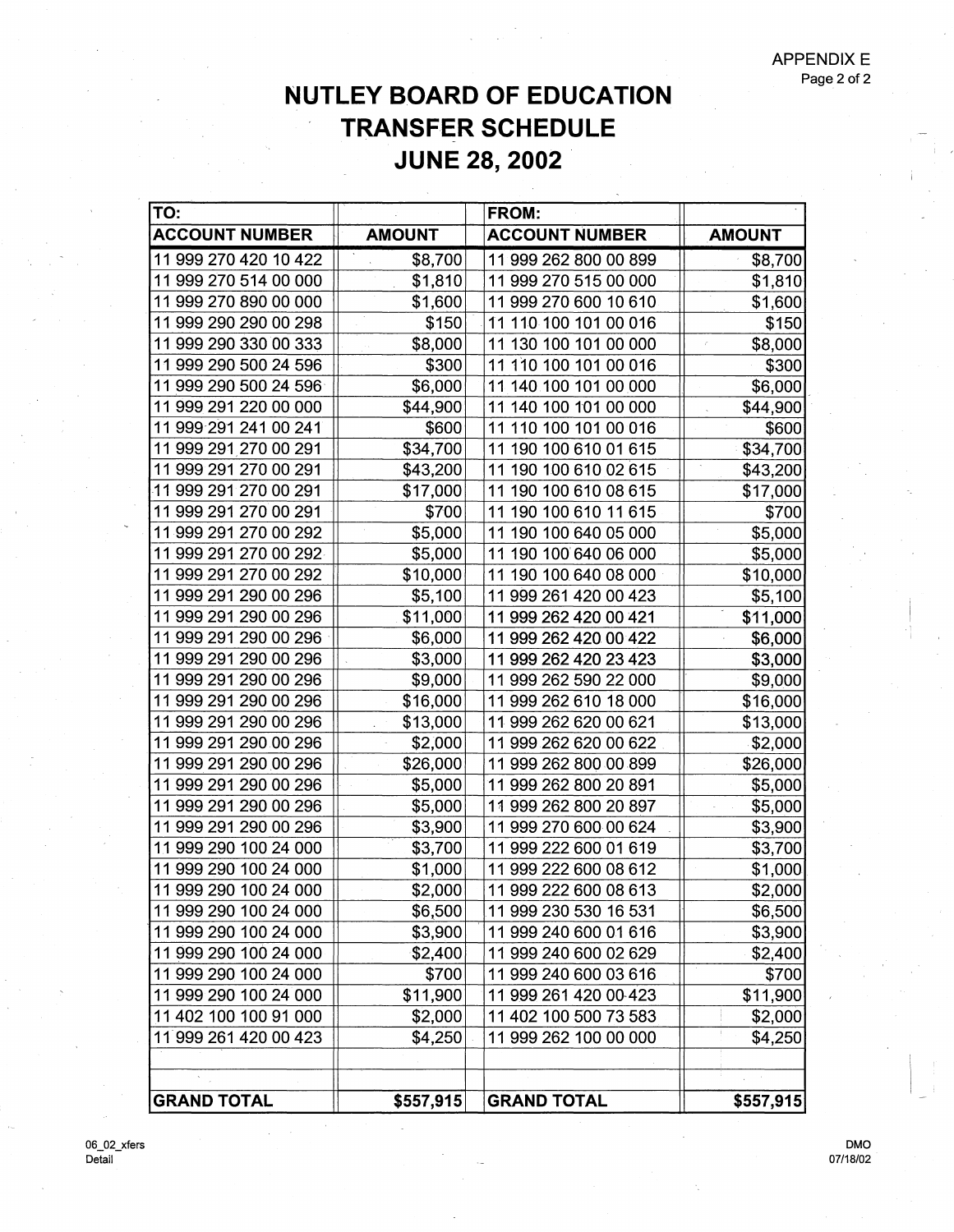# NUTLEY BOARD OF EDUCATION
# TRANSFER SCHEDULE
# JUNE 28, 2002

| TO: | | FROM: | |
|---|---|---|---|
| **ACCOUNT NUMBER** | **AMOUNT** | **ACCOUNT NUMBER** | **AMOUNT** |
| 11 999 270 420 10 422 | $8,700 | 11 999 262 800 00 899 | $8,700 |
| 11 999 270 514 00 000 | $1,810 | 11 999 270 515 00 000 | $1,810 |
| 11 999 270 890 00 000 | $1,600 | 11 999 270 600 10 610 | $1,600 |
| 11 999 290 290 00 298 | $150 | 11 110 100 101 00 016 | $150 |
| 11 999 290 330 00 333 | $8,000 | 11 130 100 101 00 000 | $8,000 |
| 11 999 290 500 24 596 | $300 | 11 110 100 101 00 016 | $300 |
| 11 999 290 500 24 596 | $6,000 | 11 140 100 101 00 000 | $6,000 |
| 11 999 291 220 00 000 | $44,900 | 11 140 100 101 00 000 | $44,900 |
| 11 999 291 241 00 241 | $600 | 11 110 100 101 00 016 | $600 |
| 11 999 291 270 00 291 | $34,700 | 11 190 100 610 01 615 | $34,700 |
| 11 999 291 270 00 291 | $43,200 | 11 190 100 610 02 615 | $43,200 |
| 11 999 291 270 00 291 | $17,000 | 11 190 100 610 08 615 | $17,000 |
| 11 999 291 270 00 291 | $700 | 11 190 100 610 11 615 | $700 |
| 11 999 291 270 00 292 | $5,000 | 11 190 100 640 05 000 | $5,000 |
| 11 999 291 270 00 292 | $5,000 | 11 190 100 640 06 000 | $5,000 |
| 11 999 291 270 00 292 | $10,000 | 11 190 100 640 08 000 | $10,000 |
| 11 999 291 290 00 296 | $5,100 | 11 999 261 420 00 423 | $5,100 |
| 11 999 291 290 00 296 | $11,000 | 11 999 262 420 00 421 | $11,000 |
| 11 999 291 290 00 296 | $6,000 | 11 999 262 420 00 422 | $6,000 |
| 11 999 291 290 00 296 | $3,000 | 11 999 262 420 23 423 | $3,000 |
| 11 999 291 290 00 296 | $9,000 | 11 999 262 590 22 000 | $9,000 |
| 11 999 291 290 00 296 | $16,000 | 11 999 262 610 18 000 | $16,000 |
| 11 999 291 290 00 296 | $13,000 | 11 999 262 620 00 621 | $13,000 |
| 11 999 291 290 00 296 | $2,000 | 11 999 262 620 00 622 | $2,000 |
| 11 999 291 290 00 296 | $26,000 | 11 999 262 800 00 899 | $26,000 |
| 11 999 291 290 00 296 | $5,000 | 11 999 262 800 20 891 | $5,000 |
| 11 999 291 290 00 296 | $5,000 | 11 999 262 800 20 897 | $5,000 |
| 11 999 291 290 00 296 | $3,900 | 11 999 270 600 00 624 | $3,900 |
| 11 999 290 100 24 000 | $3,700 | 11 999 222 600 01 619 | $3,700 |
| 11 999 290 100 24 000 | $1,000 | 11 999 222 600 08 612 | $1,000 |
| 11 999 290 100 24 000 | $2,000 | 11 999 222 600 08 613 | $2,000 |
| 11 999 290 100 24 000 | $6,500 | 11 999 230 530 16 531 | $6,500 |
| 11 999 290 100 24 000 | $3,900 | 11 999 240 600 01 616 | $3,900 |
| 11 999 290 100 24 000 | $2,400 | 11 999 240 600 02 629 | $2,400 |
| 11 999 290 100 24 000 | $700 | 11 999 240 600 03 616 | $700 |
| 11 999 290 100 24 000 | $11,900 | 11 999 261 420 00 423 | $11,900 |
| 11 402 100 100 91 000 | $2,000 | 11 402 100 500 73 583 | $2,000 |
| 11 999 261 420 00 423 | $4,250 | 11 999 262 100 00 000 | $4,250 |
| | | | |
| | | | |
| **GRAND TOTAL** | **$557,915** | **GRAND TOTAL** | **$557,915** |

06_02_xfers
Detail

DMO
07/18/02